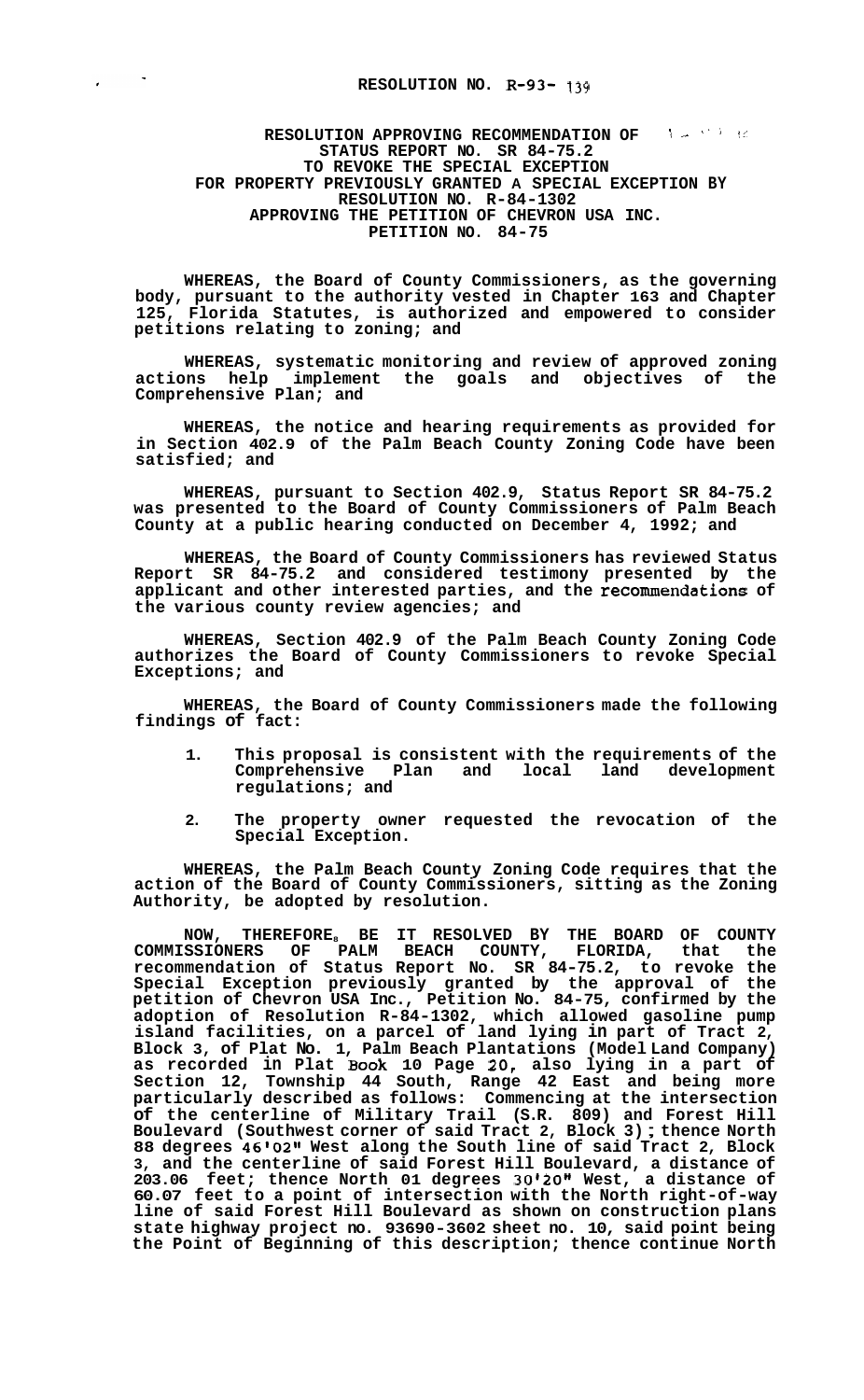# RESOLUTION NO. R-93- 139

**RESOLUTION APPROVING RECOMMENDATION OF STATUS REPORT NO. SR 84-75.2 TO REVOKE THE SPECIAL EXCEPTION FOR PROPERTY PREVIOUSLY GRANTED A SPECIAL EXCEPTION BY RESOLUTION NO. R-84-1302 APPROVING THE PETITION OF CHEVRON USA INC. PETITION NO. 84-75**

WHEREAS, the Board of County Commissioners, as the governing body, pursuant to the authority vested in Chapter 163 and Chapter 125, Florida Statutes, is authorized and empowered to consider petitions relating to zoning; and

WHEREAS, systematic monitoring and review of approved zoning actions help implement the goals and objectives of the Comprehensive Plan; and

WHEREAS, the notice and hearing requirements as provided for in Section 402.9 of the Palm Beach County Zoning Code have been satisfied; and

WHEREAS, pursuant to Section 402.9, Status Report SR 84-75.2 was presented to the Board of County Commissioners of Palm Beach County at a public hearing conducted on December 4, 1992; and

WHEREAS, the Board of County Commissioners has reviewed Status Report SR 84-75.2 and considered testimony presented by the applicant and other interested parties, and the recommendations of the various county review agencies; and

WHEREAS, Section 402.9 of the Palm Beach County Zoning Code authorizes the Board of County Commissioners to revoke Special Exceptions; and

WHEREAS, the Board of County Commissioners made the following findings of fact:

1. This proposal is consistent with the requirements of the Comprehensive Plan and local land development regulations; and

2. The property owner requested the revocation of the Special Exception.

WHEREAS, the Palm Beach County Zoning Code requires that the action of the Board of County Commissioners, sitting as the Zoning Authority, be adopted by resolution.

NOW, THEREFORE, BE IT RESOLVED BY THE BOARD OF COUNTY COMMISSIONERS OF PALM BEACH COUNTY, FLORIDA, that the recommendation of Status Report No. SR 84-75.2, to revoke the Special Exception previously granted by the approval of the petition of Chevron USA Inc., Petition No. 84-75, confirmed by the adoption of Resolution R-84-1302, which allowed gasoline pump island facilities, on a parcel of land lying in part of Tract 2, Block 3, of Plat No. 1, Palm Beach Plantations (Model Land Company) as recorded in Plat Book 10 Page 20, also lying in a part of Section 12, Township 44 South, Range 42 East and being more particularly described as follows: Commencing at the intersection of the centerline of Military Trail (S.R. 809) and Forest Hill Boulevard (Southwest corner of said Tract 2, Block 3); thence North 88 degrees 46'02" West along the South line of said Tract 2, Block 3, and the centerline of said Forest Hill Boulevard, a distance of 203.06 feet; thence North 01 degrees 30'20" West, a distance of 60.07 feet to a point of intersection with the North right-of-way line of said Forest Hill Boulevard as shown on construction plans state highway project no. 93690-3602 sheet no. 10, said point being the Point of Beginning of this description; thence continue North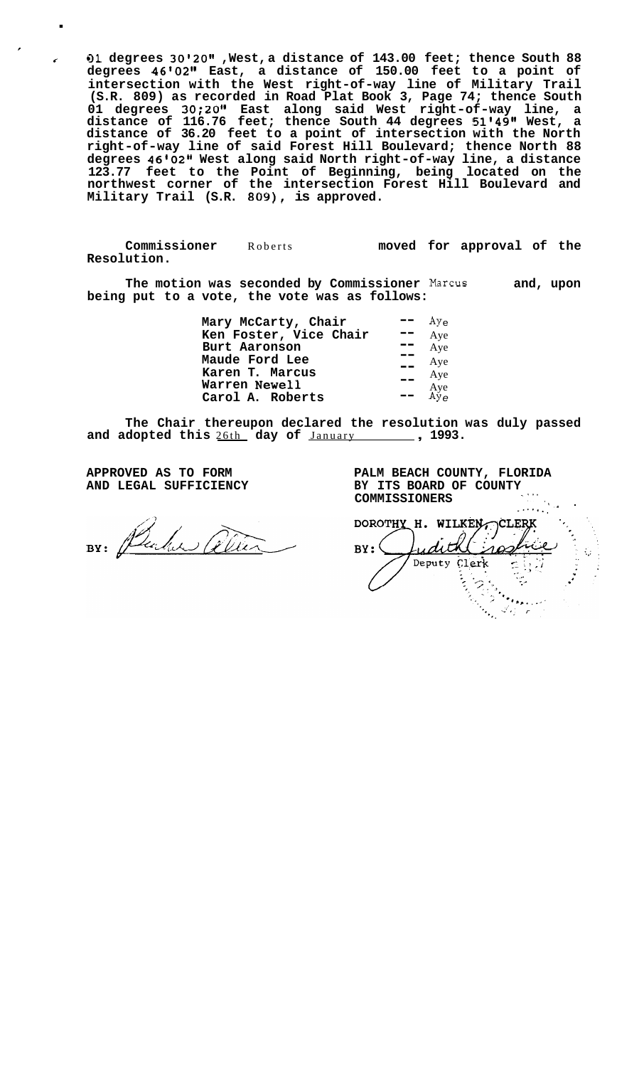01 degrees 30'20" ,West, a distance of 143.00 feet; thence South 88 degrees 46'02" East, a distance of 150.00 feet to a point of intersection with the West right-of-way line of Military Trail (S.R. 809) as recorded in Road Plat Book 3, Page 74; thence South 01 degrees 30;20" East along said West right-of-way line, a distance of 116.76 feet; thence South 44 degrees 51'49" West, a distance of 36.20 feet to a point of intersection with the North right-of-way line of said Forest Hill Boulevard; thence North 88 degrees 46'02" West along said North right-of-way line, a distance 123.77 feet to the Point of Beginning, being located on the northwest corner of the intersection Forest Hill Boulevard and Military Trail (S.R. 809), is approved.

Commissioner Roberts moved for approval of the Resolution.

The motion was seconded by Commissioner Marcus and, upon being put to a vote, the vote was as follows:

| | | |
|---|---|---|
| Mary McCarty, Chair | -- | Aye |
| Ken Foster, Vice Chair | -- | Aye |
| Burt Aaronson | -- | Aye |
| Maude Ford Lee | -- | Aye |
| Karen T. Marcus | -- | Aye |
| Warren Newell | -- | Aye |
| Carol A. Roberts | -- | Aye |

The Chair thereupon declared the resolution was duly passed and adopted this 26th day of January, 1993.

APPROVED AS TO FORM AND LEGAL SUFFICIENCY

BY: [signature]

PALM BEACH COUNTY, FLORIDA BY ITS BOARD OF COUNTY COMMISSIONERS

DOROTHY H. WILKEN, CLERK

BY: [signature]
Deputy Clerk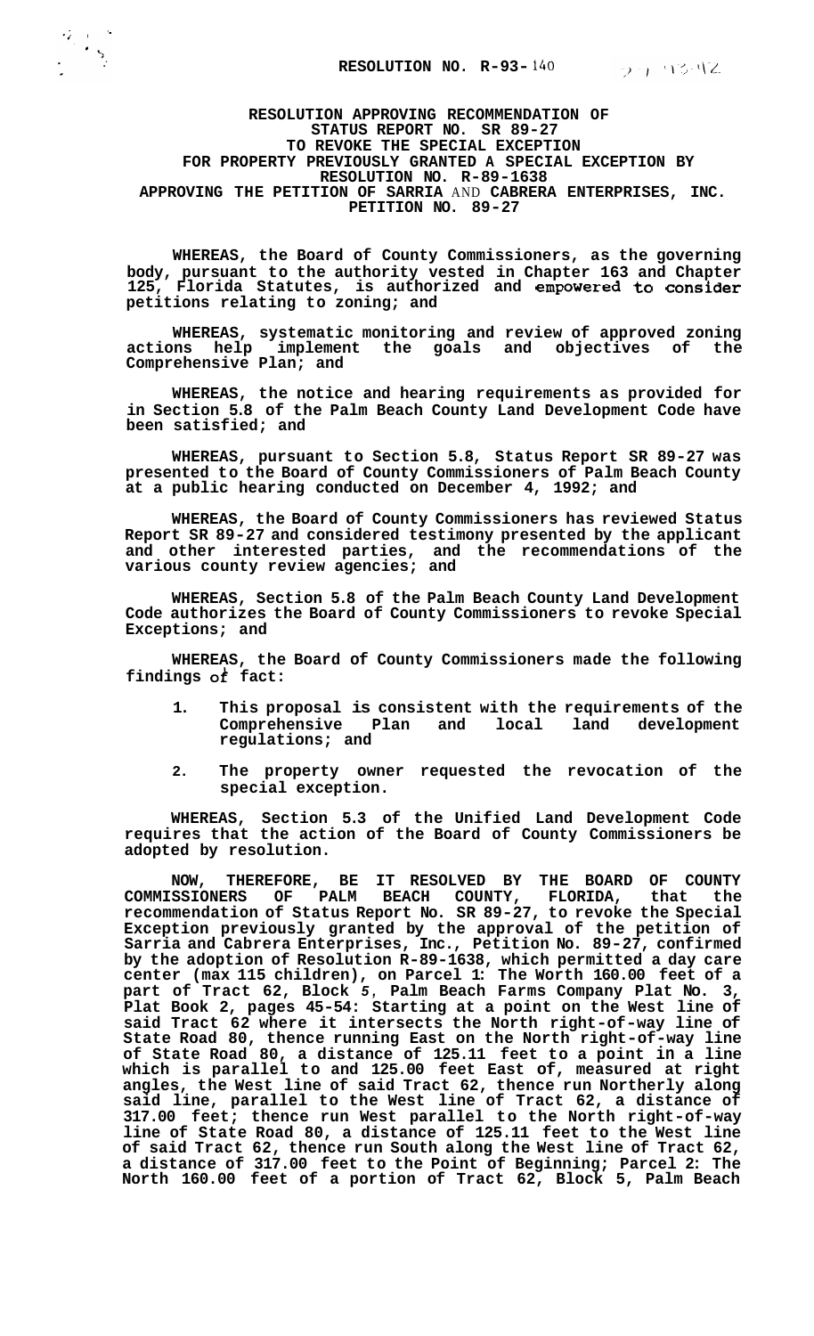**RESOLUTION NO. R-93-140**

**RESOLUTION APPROVING RECOMMENDATION OF STATUS REPORT NO. SR 89-27 TO REVOKE THE SPECIAL EXCEPTION FOR PROPERTY PREVIOUSLY GRANTED A SPECIAL EXCEPTION BY RESOLUTION NO. R-89-1638 APPROVING THE PETITION OF SARRIA AND CABRERA ENTERPRISES, INC. PETITION NO. 89-27**

**WHEREAS, the Board of County Commissioners, as the governing body, pursuant to the authority vested in Chapter 163 and Chapter 125, Florida Statutes, is authorized and empowered to consider petitions relating to zoning; and**

**WHEREAS, systematic monitoring and review of approved zoning actions help implement the goals and objectives of the Comprehensive Plan; and**

**WHEREAS, the notice and hearing requirements as provided for in Section 5.8 of the Palm Beach County Land Development Code have been satisfied; and**

**WHEREAS, pursuant to Section 5.8, Status Report SR 89-27 was presented to the Board of County Commissioners of Palm Beach County at a public hearing conducted on December 4, 1992; and**

**WHEREAS, the Board of County Commissioners has reviewed Status Report SR 89-27 and considered testimony presented by the applicant and other interested parties, and the recommendations of the various county review agencies; and**

**WHEREAS, Section 5.8 of the Palm Beach County Land Development Code authorizes the Board of County Commissioners to revoke Special Exceptions; and**

**WHEREAS, the Board of County Commissioners made the following findings of fact:**

1. **This proposal is consistent with the requirements of the Comprehensive Plan and local land development regulations; and**
2. **The property owner requested the revocation of the special exception.**

**WHEREAS, Section 5.3 of the Unified Land Development Code requires that the action of the Board of County Commissioners be adopted by resolution.**

**NOW, THEREFORE, BE IT RESOLVED BY THE BOARD OF COUNTY COMMISSIONERS OF PALM BEACH COUNTY, FLORIDA, that the recommendation of Status Report No. SR 89-27, to revoke the Special Exception previously granted by the approval of the petition of Sarria and Cabrera Enterprises, Inc., Petition No. 89-27, confirmed by the adoption of Resolution R-89-1638, which permitted a day care center (max 115 children), on Parcel 1: The Worth 160.00 feet of a part of Tract 62, Block 5, Palm Beach Farms Company Plat No. 3, Plat Book 2, pages 45-54: Starting at a point on the West line of said Tract 62 where it intersects the North right-of-way line of State Road 80, thence running East on the North right-of-way line of State Road 80, a distance of 125.11 feet to a point in a line which is parallel to and 125.00 feet East of, measured at right angles, the West line of said Tract 62, thence run Northerly along said line, parallel to the West line of Tract 62, a distance of 317.00 feet; thence run West parallel to the North right-of-way line of State Road 80, a distance of 125.11 feet to the West line of said Tract 62, thence run South along the West line of Tract 62, a distance of 317.00 feet to the Point of Beginning; Parcel 2: The North 160.00 feet of a portion of Tract 62, Block 5, Palm Beach**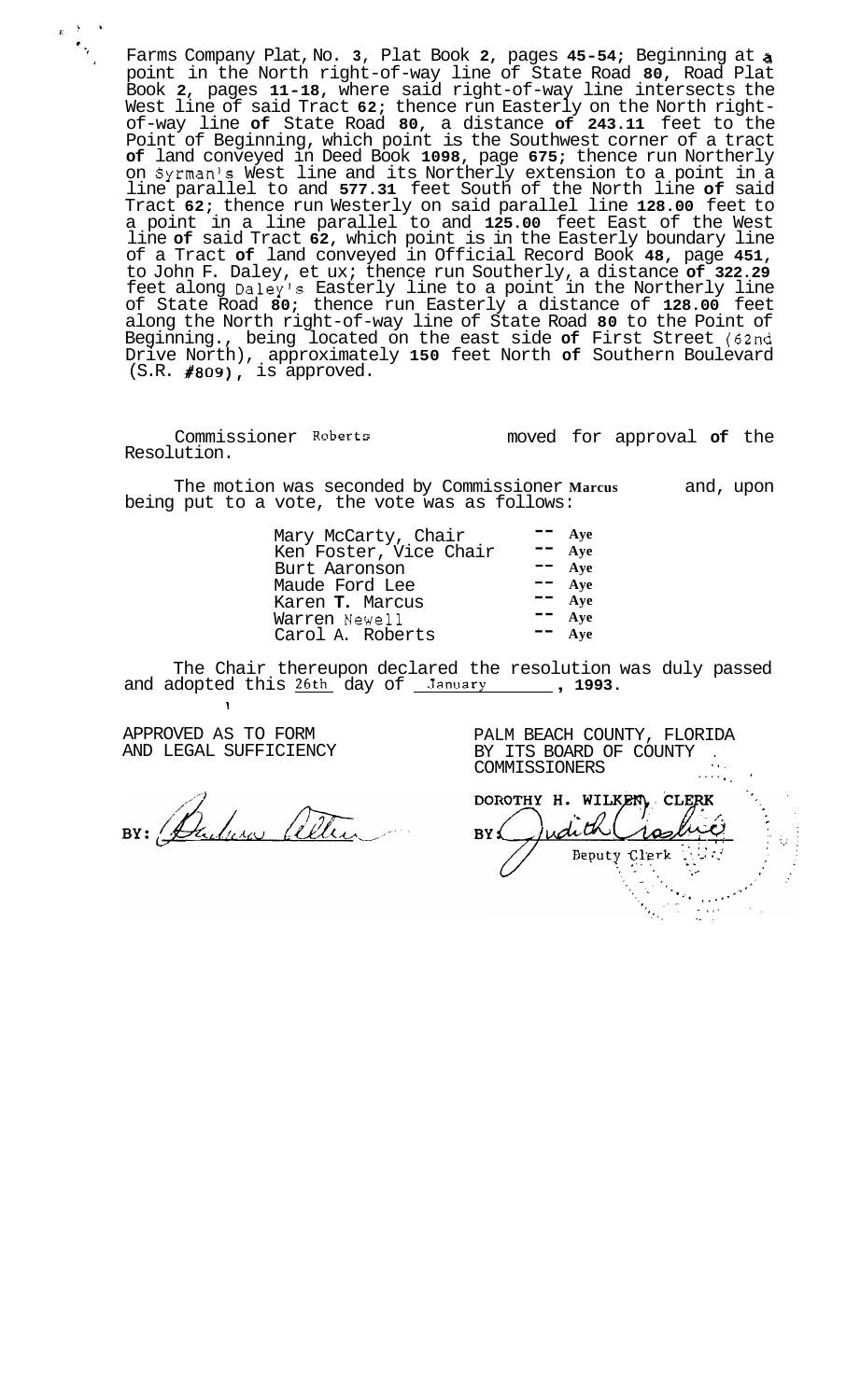Farms Company Plat, No. 3, Plat Book 2, pages 45-54; Beginning at a point in the North right-of-way line of State Road 80, Road Plat Book 2, pages 11-18, where said right-of-way line intersects the West line of said Tract 62; thence run Easterly on the North right-of-way line of State Road 80, a distance of 243.11 feet to the Point of Beginning, which point is the Southwest corner of a tract of land conveyed in Deed Book 1098, page 675; thence run Northerly on Syrman's West line and its Northerly extension to a point in a line parallel to and 577.31 feet South of the North line of said Tract 62; thence run Westerly on said parallel line 128.00 feet to a point in a line parallel to and 125.00 feet East of the West line of said Tract 62, which point is in the Easterly boundary line of a Tract of land conveyed in Official Record Book 48, page 451, to John F. Daley, et ux; thence run Southerly, a distance of 322.29 feet along Daley's Easterly line to a point in the Northerly line of State Road 80; thence run Easterly a distance of 128.00 feet along the North right-of-way line of State Road 80 to the Point of Beginning., being located on the east side of First Street (62nd Drive North), approximately 150 feet North of Southern Boulevard (S.R. #809), is approved.

Commissioner Roberts moved for approval of the Resolution.

The motion was seconded by Commissioner Marcus and, upon being put to a vote, the vote was as follows:

| | |
|---|---|
| Mary McCarty, Chair | -- Aye |
| Ken Foster, Vice Chair | -- Aye |
| Burt Aaronson | -- Aye |
| Maude Ford Lee | -- Aye |
| Karen T. Marcus | -- Aye |
| Warren Newell | -- Aye |
| Carol A. Roberts | -- Aye |

The Chair thereupon declared the resolution was duly passed and adopted this 26th day of January, 1993.

APPROVED AS TO FORM
AND LEGAL SUFFICIENCY

BY: Barbara Alterman

PALM BEACH COUNTY, FLORIDA
BY ITS BOARD OF COUNTY
COMMISSIONERS

DOROTHY H. WILKEN, CLERK

BY: Judith Crosline
Deputy Clerk